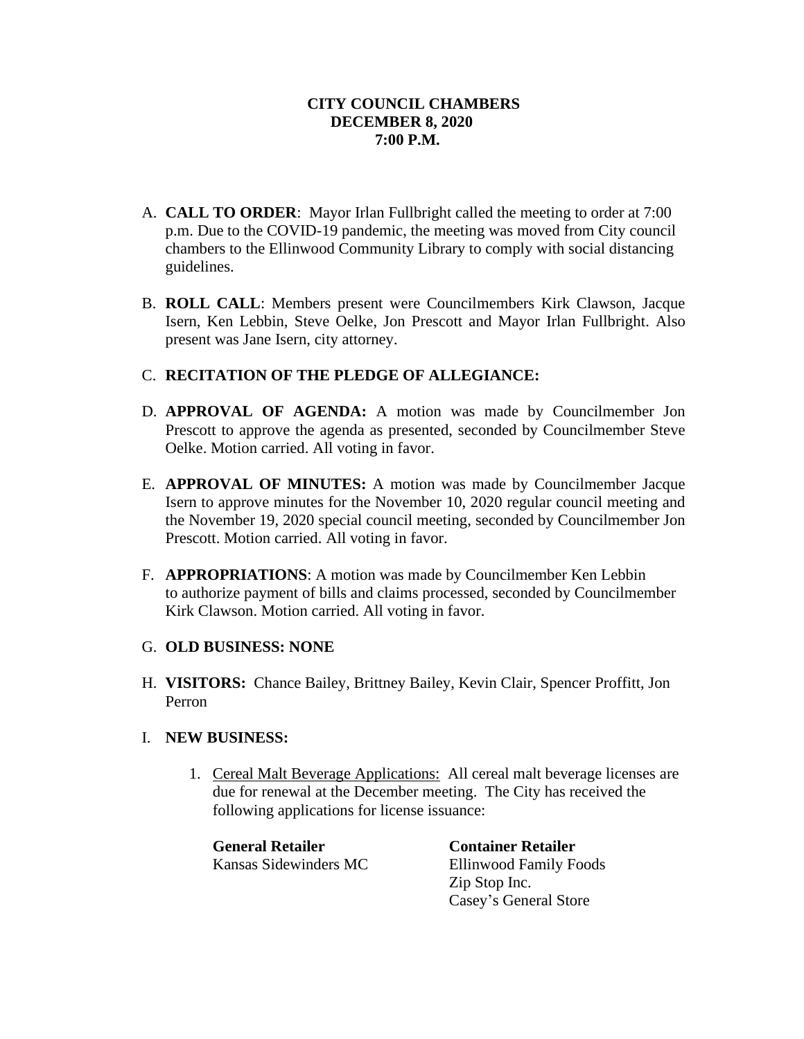**CITY COUNCIL CHAMBERS**
**DECEMBER 8, 2020**
**7:00 P.M.**

A. **CALL TO ORDER**: Mayor Irlan Fullbright called the meeting to order at 7:00 p.m. Due to the COVID-19 pandemic, the meeting was moved from City council chambers to the Ellinwood Community Library to comply with social distancing guidelines.

B. **ROLL CALL**: Members present were Councilmembers Kirk Clawson, Jacque Isern, Ken Lebbin, Steve Oelke, Jon Prescott and Mayor Irlan Fullbright. Also present was Jane Isern, city attorney.

C. **RECITATION OF THE PLEDGE OF ALLEGIANCE:**

D. **APPROVAL OF AGENDA:** A motion was made by Councilmember Jon Prescott to approve the agenda as presented, seconded by Councilmember Steve Oelke. Motion carried. All voting in favor.

E. **APPROVAL OF MINUTES:** A motion was made by Councilmember Jacque Isern to approve minutes for the November 10, 2020 regular council meeting and the November 19, 2020 special council meeting, seconded by Councilmember Jon Prescott. Motion carried. All voting in favor.

F. **APPROPRIATIONS**: A motion was made by Councilmember Ken Lebbin to authorize payment of bills and claims processed, seconded by Councilmember Kirk Clawson. Motion carried. All voting in favor.

G. **OLD BUSINESS: NONE**

H. **VISITORS:** Chance Bailey, Brittney Bailey, Kevin Clair, Spencer Proffitt, Jon Perron

I. **NEW BUSINESS:**

1. Cereal Malt Beverage Applications: All cereal malt beverage licenses are due for renewal at the December meeting. The City has received the following applications for license issuance:

| **General Retailer** | **Container Retailer** |
|---|---|
| Kansas Sidewinders MC | Ellinwood Family Foods |
| | Zip Stop Inc. |
| | Casey's General Store |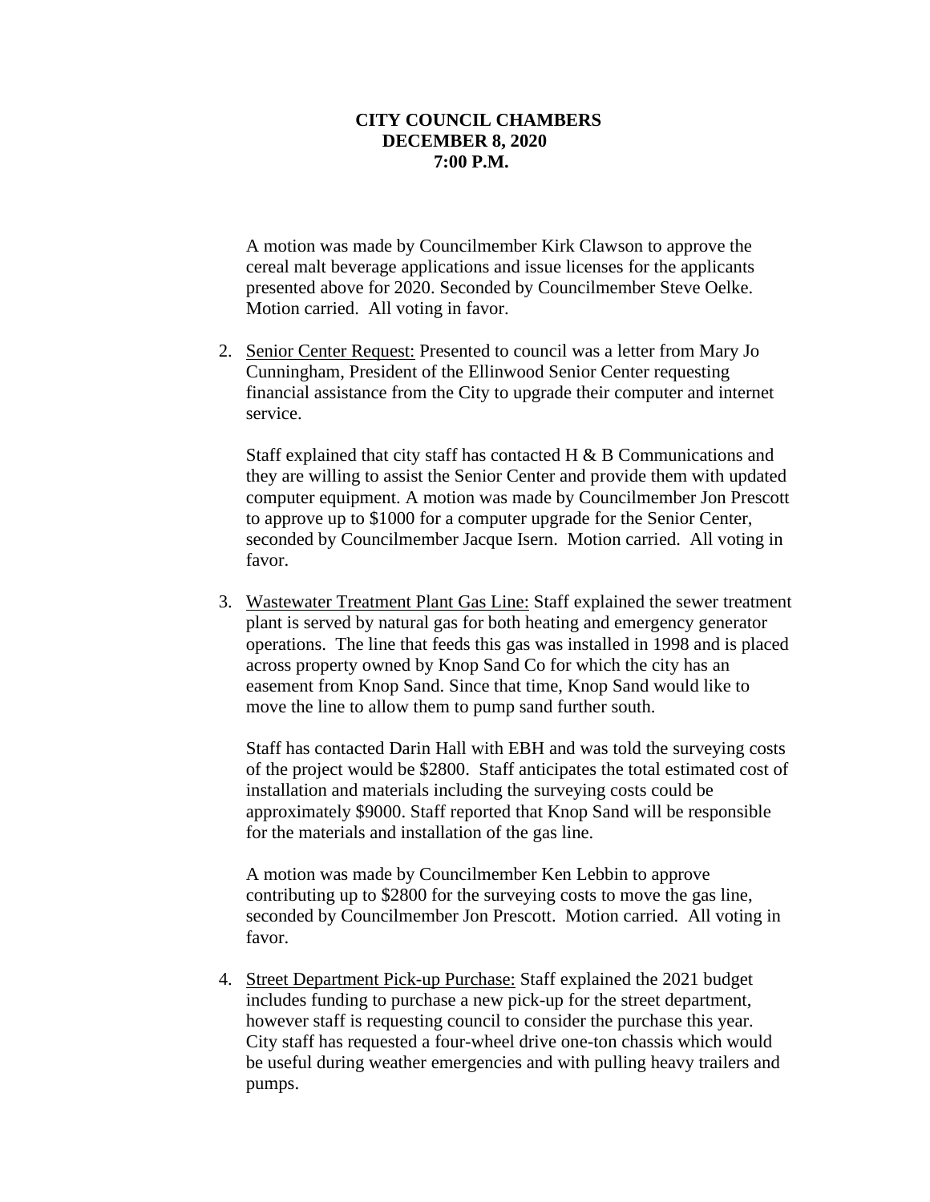**CITY COUNCIL CHAMBERS**
**DECEMBER 8, 2020**
**7:00 P.M.**

A motion was made by Councilmember Kirk Clawson to approve the cereal malt beverage applications and issue licenses for the applicants presented above for 2020. Seconded by Councilmember Steve Oelke. Motion carried. All voting in favor.

2. Senior Center Request: Presented to council was a letter from Mary Jo Cunningham, President of the Ellinwood Senior Center requesting financial assistance from the City to upgrade their computer and internet service.

   Staff explained that city staff has contacted H & B Communications and they are willing to assist the Senior Center and provide them with updated computer equipment. A motion was made by Councilmember Jon Prescott to approve up to $1000 for a computer upgrade for the Senior Center, seconded by Councilmember Jacque Isern. Motion carried. All voting in favor.

3. Wastewater Treatment Plant Gas Line: Staff explained the sewer treatment plant is served by natural gas for both heating and emergency generator operations. The line that feeds this gas was installed in 1998 and is placed across property owned by Knop Sand Co for which the city has an easement from Knop Sand. Since that time, Knop Sand would like to move the line to allow them to pump sand further south.

   Staff has contacted Darin Hall with EBH and was told the surveying costs of the project would be $2800. Staff anticipates the total estimated cost of installation and materials including the surveying costs could be approximately $9000. Staff reported that Knop Sand will be responsible for the materials and installation of the gas line.

   A motion was made by Councilmember Ken Lebbin to approve contributing up to $2800 for the surveying costs to move the gas line, seconded by Councilmember Jon Prescott. Motion carried. All voting in favor.

4. Street Department Pick-up Purchase: Staff explained the 2021 budget includes funding to purchase a new pick-up for the street department, however staff is requesting council to consider the purchase this year. City staff has requested a four-wheel drive one-ton chassis which would be useful during weather emergencies and with pulling heavy trailers and pumps.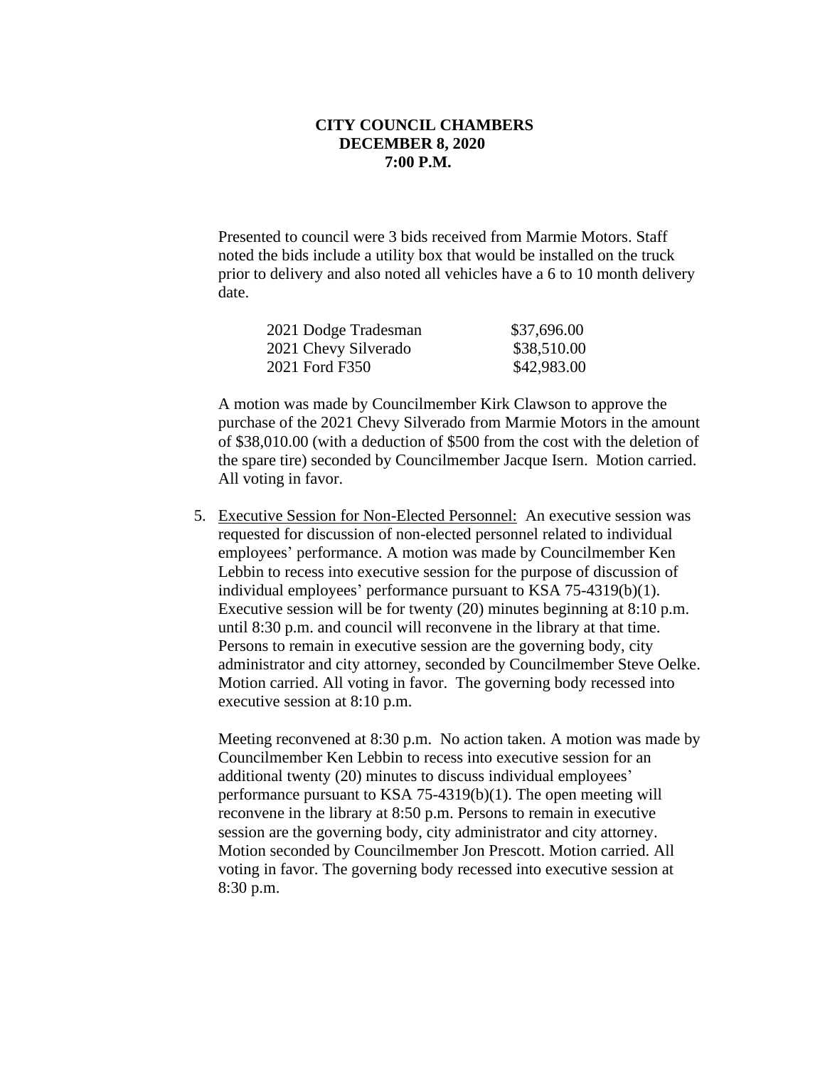**CITY COUNCIL CHAMBERS**
**DECEMBER 8, 2020**
**7:00 P.M.**

Presented to council were 3 bids received from Marmie Motors. Staff noted the bids include a utility box that would be installed on the truck prior to delivery and also noted all vehicles have a 6 to 10 month delivery date.

| | |
|---|---|
| 2021 Dodge Tradesman | $37,696.00 |
| 2021 Chevy Silverado | $38,510.00 |
| 2021 Ford F350 | $42,983.00 |

A motion was made by Councilmember Kirk Clawson to approve the purchase of the 2021 Chevy Silverado from Marmie Motors in the amount of $38,010.00 (with a deduction of $500 from the cost with the deletion of the spare tire) seconded by Councilmember Jacque Isern. Motion carried. All voting in favor.

5. Executive Session for Non-Elected Personnel: An executive session was requested for discussion of non-elected personnel related to individual employees' performance. A motion was made by Councilmember Ken Lebbin to recess into executive session for the purpose of discussion of individual employees' performance pursuant to KSA 75-4319(b)(1). Executive session will be for twenty (20) minutes beginning at 8:10 p.m. until 8:30 p.m. and council will reconvene in the library at that time. Persons to remain in executive session are the governing body, city administrator and city attorney, seconded by Councilmember Steve Oelke. Motion carried. All voting in favor. The governing body recessed into executive session at 8:10 p.m.

   Meeting reconvened at 8:30 p.m. No action taken. A motion was made by Councilmember Ken Lebbin to recess into executive session for an additional twenty (20) minutes to discuss individual employees' performance pursuant to KSA 75-4319(b)(1). The open meeting will reconvene in the library at 8:50 p.m. Persons to remain in executive session are the governing body, city administrator and city attorney. Motion seconded by Councilmember Jon Prescott. Motion carried. All voting in favor. The governing body recessed into executive session at 8:30 p.m.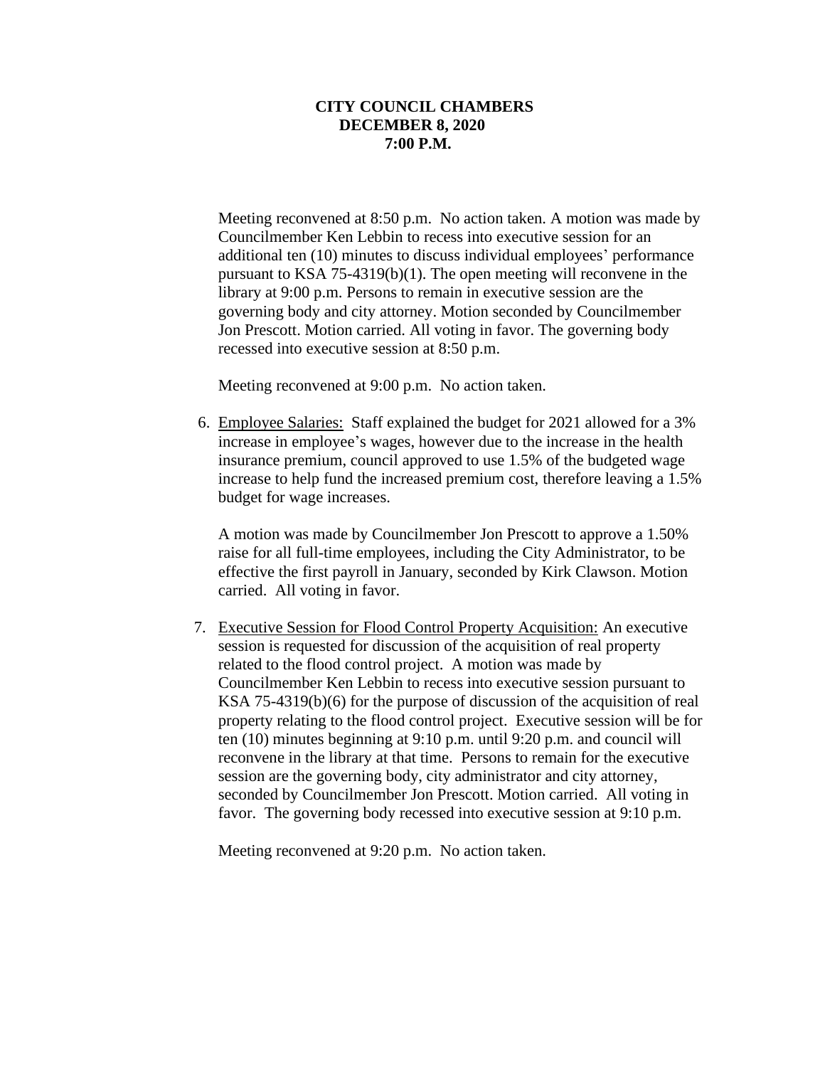**CITY COUNCIL CHAMBERS**
**DECEMBER 8, 2020**
**7:00 P.M.**

Meeting reconvened at 8:50 p.m. No action taken. A motion was made by Councilmember Ken Lebbin to recess into executive session for an additional ten (10) minutes to discuss individual employees' performance pursuant to KSA 75-4319(b)(1). The open meeting will reconvene in the library at 9:00 p.m. Persons to remain in executive session are the governing body and city attorney. Motion seconded by Councilmember Jon Prescott. Motion carried. All voting in favor. The governing body recessed into executive session at 8:50 p.m.

Meeting reconvened at 9:00 p.m. No action taken.

6. Employee Salaries: Staff explained the budget for 2021 allowed for a 3% increase in employee's wages, however due to the increase in the health insurance premium, council approved to use 1.5% of the budgeted wage increase to help fund the increased premium cost, therefore leaving a 1.5% budget for wage increases.

   A motion was made by Councilmember Jon Prescott to approve a 1.50% raise for all full-time employees, including the City Administrator, to be effective the first payroll in January, seconded by Kirk Clawson. Motion carried. All voting in favor.

7. Executive Session for Flood Control Property Acquisition: An executive session is requested for discussion of the acquisition of real property related to the flood control project. A motion was made by Councilmember Ken Lebbin to recess into executive session pursuant to KSA 75-4319(b)(6) for the purpose of discussion of the acquisition of real property relating to the flood control project. Executive session will be for ten (10) minutes beginning at 9:10 p.m. until 9:20 p.m. and council will reconvene in the library at that time. Persons to remain for the executive session are the governing body, city administrator and city attorney, seconded by Councilmember Jon Prescott. Motion carried. All voting in favor. The governing body recessed into executive session at 9:10 p.m.

   Meeting reconvened at 9:20 p.m. No action taken.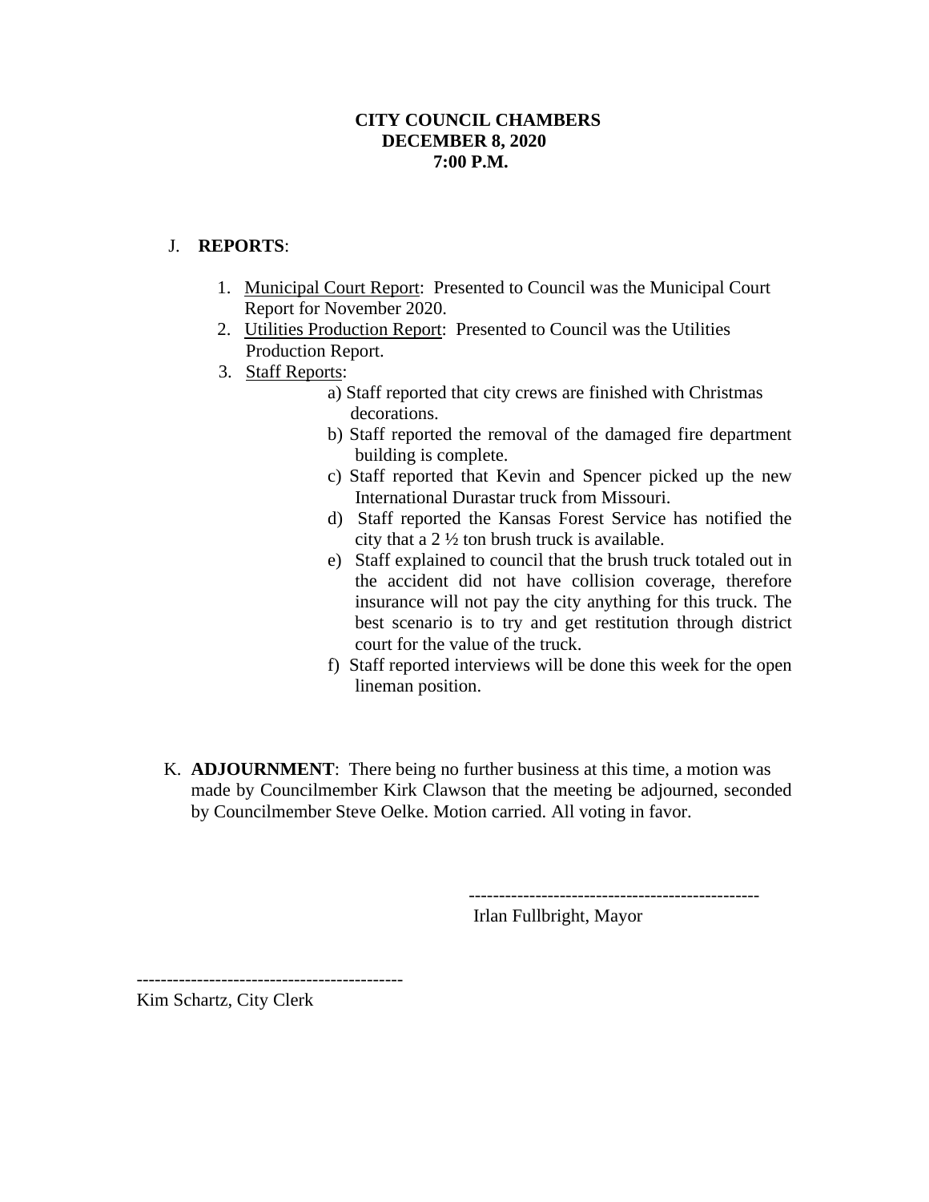**CITY COUNCIL CHAMBERS**
**DECEMBER 8, 2020**
**7:00 P.M.**

J. **REPORTS**:

1. Municipal Court Report: Presented to Council was the Municipal Court Report for November 2020.
2. Utilities Production Report: Presented to Council was the Utilities Production Report.
3. Staff Reports:
   a) Staff reported that city crews are finished with Christmas decorations.
   b) Staff reported the removal of the damaged fire department building is complete.
   c) Staff reported that Kevin and Spencer picked up the new International Durastar truck from Missouri.
   d) Staff reported the Kansas Forest Service has notified the city that a 2 ½ ton brush truck is available.
   e) Staff explained to council that the brush truck totaled out in the accident did not have collision coverage, therefore insurance will not pay the city anything for this truck. The best scenario is to try and get restitution through district court for the value of the truck.
   f) Staff reported interviews will be done this week for the open lineman position.

K. **ADJOURNMENT**: There being no further business at this time, a motion was made by Councilmember Kirk Clawson that the meeting be adjourned, seconded by Councilmember Steve Oelke. Motion carried. All voting in favor.

------------------------------------------------
Irlan Fullbright, Mayor

--------------------------------------------
Kim Schartz, City Clerk